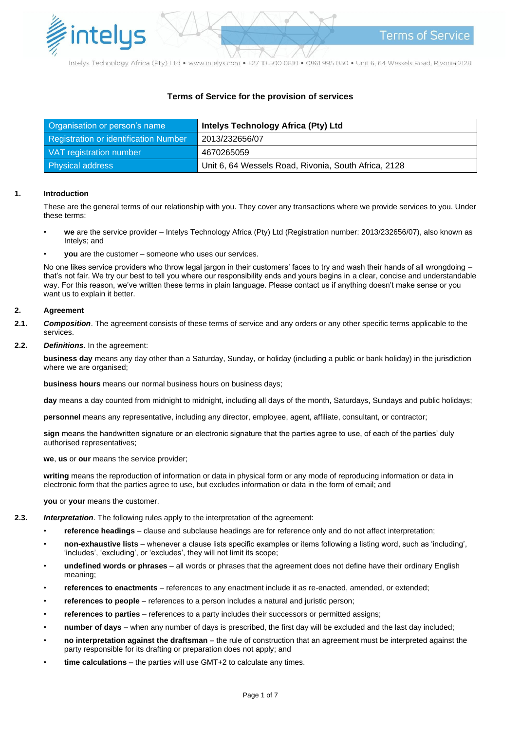# Terms of Service for the provision of services

| Organisation or person's name | **Intelys Technology Africa (Pty) Ltd** |
|---|---|
| Registration or identification Number | 2013/232656/07 |
| VAT registration number | 4670265059 |
| Physical address | Unit 6, 64 Wessels Road, Rivonia, South Africa, 2128 |

## 1. Introduction

These are the general terms of our relationship with you. They cover any transactions where we provide services to you. Under these terms:

- **we** are the service provider – Intelys Technology Africa (Pty) Ltd (Registration number: 2013/232656/07), also known as Intelys; and
- **you** are the customer – someone who uses our services.

No one likes service providers who throw legal jargon in their customers' faces to try and wash their hands of all wrongdoing – that's not fair. We try our best to tell you where our responsibility ends and yours begins in a clear, concise and understandable way. For this reason, we've written these terms in plain language. Please contact us if anything doesn't make sense or you want us to explain it better.

## 2. Agreement

**2.1.** ***Composition***. The agreement consists of these terms of service and any orders or any other specific terms applicable to the services.

**2.2.** ***Definitions***. In the agreement:

**business day** means any day other than a Saturday, Sunday, or holiday (including a public or bank holiday) in the jurisdiction where we are organised;

**business hours** means our normal business hours on business days;

**day** means a day counted from midnight to midnight, including all days of the month, Saturdays, Sundays and public holidays;

**personnel** means any representative, including any director, employee, agent, affiliate, consultant, or contractor;

**sign** means the handwritten signature or an electronic signature that the parties agree to use, of each of the parties' duly authorised representatives;

**we**, **us** or **our** means the service provider;

**writing** means the reproduction of information or data in physical form or any mode of reproducing information or data in electronic form that the parties agree to use, but excludes information or data in the form of email; and

**you** or **your** means the customer.

**2.3.** ***Interpretation***. The following rules apply to the interpretation of the agreement:

- **reference headings** – clause and subclause headings are for reference only and do not affect interpretation;
- **non-exhaustive lists** – whenever a clause lists specific examples or items following a listing word, such as 'including', 'includes', 'excluding', or 'excludes', they will not limit its scope;
- **undefined words or phrases** – all words or phrases that the agreement does not define have their ordinary English meaning;
- **references to enactments** – references to any enactment include it as re-enacted, amended, or extended;
- **references to people** – references to a person includes a natural and juristic person;
- **references to parties** – references to a party includes their successors or permitted assigns;
- **number of days** – when any number of days is prescribed, the first day will be excluded and the last day included;
- **no interpretation against the draftsman** – the rule of construction that an agreement must be interpreted against the party responsible for its drafting or preparation does not apply; and
- **time calculations** – the parties will use GMT+2 to calculate any times.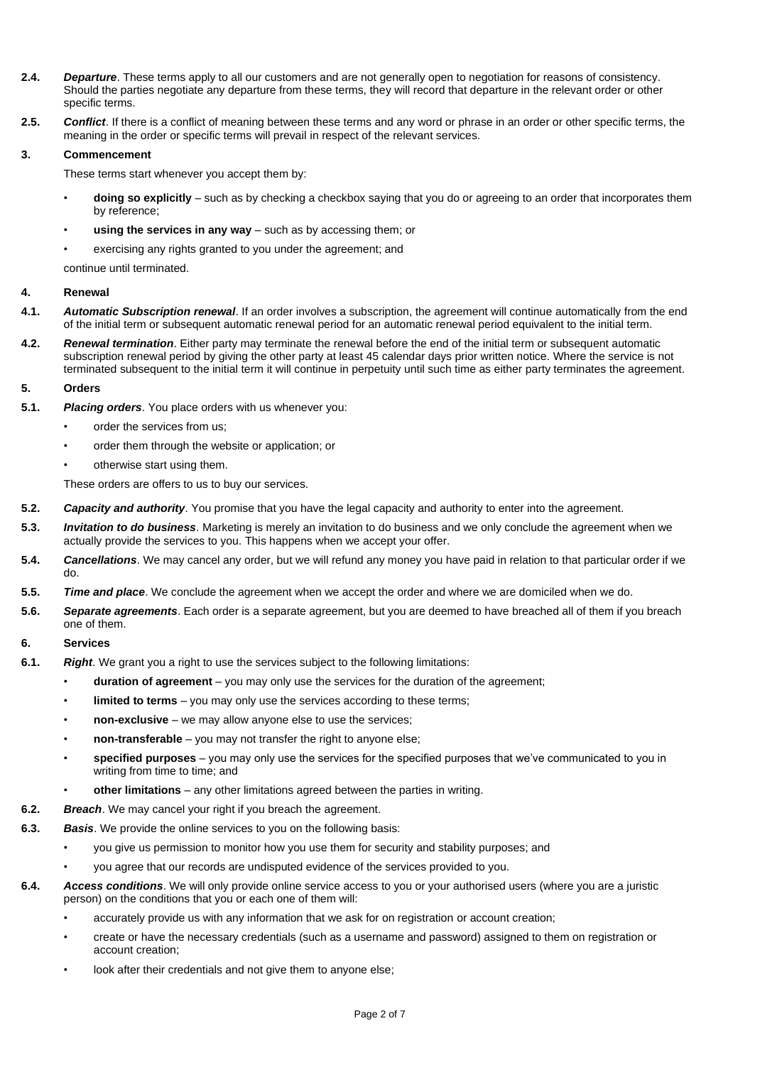**2.4.** ***Departure***. These terms apply to all our customers and are not generally open to negotiation for reasons of consistency. Should the parties negotiate any departure from these terms, they will record that departure in the relevant order or other specific terms.

**2.5.** ***Conflict***. If there is a conflict of meaning between these terms and any word or phrase in an order or other specific terms, the meaning in the order or specific terms will prevail in respect of the relevant services.

## 3. Commencement

These terms start whenever you accept them by:

- **doing so explicitly** – such as by checking a checkbox saying that you do or agreeing to an order that incorporates them by reference;
- **using the services in any way** – such as by accessing them; or
- exercising any rights granted to you under the agreement; and

continue until terminated.

## 4. Renewal

**4.1.** ***Automatic Subscription renewal***. If an order involves a subscription, the agreement will continue automatically from the end of the initial term or subsequent automatic renewal period for an automatic renewal period equivalent to the initial term.

**4.2.** ***Renewal termination***. Either party may terminate the renewal before the end of the initial term or subsequent automatic subscription renewal period by giving the other party at least 45 calendar days prior written notice. Where the service is not terminated subsequent to the initial term it will continue in perpetuity until such time as either party terminates the agreement.

## 5. Orders

**5.1.** ***Placing orders***. You place orders with us whenever you:

- order the services from us;
- order them through the website or application; or
- otherwise start using them.

These orders are offers to us to buy our services.

**5.2.** ***Capacity and authority***. You promise that you have the legal capacity and authority to enter into the agreement.

**5.3.** ***Invitation to do business***. Marketing is merely an invitation to do business and we only conclude the agreement when we actually provide the services to you. This happens when we accept your offer.

**5.4.** ***Cancellations***. We may cancel any order, but we will refund any money you have paid in relation to that particular order if we do.

**5.5.** ***Time and place***. We conclude the agreement when we accept the order and where we are domiciled when we do.

**5.6.** ***Separate agreements***. Each order is a separate agreement, but you are deemed to have breached all of them if you breach one of them.

## 6. Services

**6.1.** ***Right***. We grant you a right to use the services subject to the following limitations:

- **duration of agreement** – you may only use the services for the duration of the agreement;
- **limited to terms** – you may only use the services according to these terms;
- **non-exclusive** – we may allow anyone else to use the services;
- **non-transferable** – you may not transfer the right to anyone else;
- **specified purposes** – you may only use the services for the specified purposes that we've communicated to you in writing from time to time; and
- **other limitations** – any other limitations agreed between the parties in writing.

**6.2.** ***Breach***. We may cancel your right if you breach the agreement.

**6.3.** ***Basis***. We provide the online services to you on the following basis:

- you give us permission to monitor how you use them for security and stability purposes; and
- you agree that our records are undisputed evidence of the services provided to you.

**6.4.** ***Access conditions***. We will only provide online service access to you or your authorised users (where you are a juristic person) on the conditions that you or each one of them will:

- accurately provide us with any information that we ask for on registration or account creation;
- create or have the necessary credentials (such as a username and password) assigned to them on registration or account creation;
- look after their credentials and not give them to anyone else;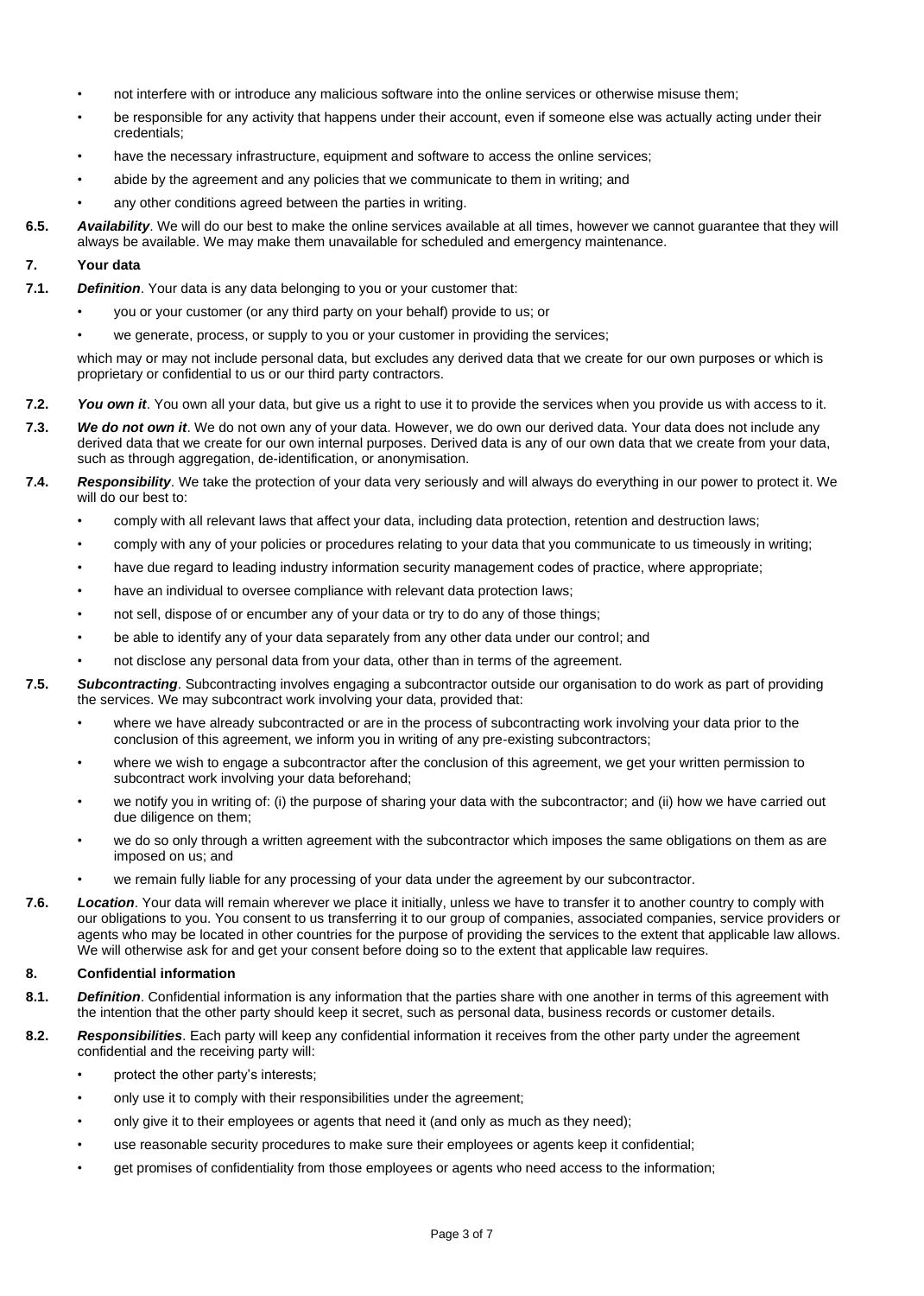- not interfere with or introduce any malicious software into the online services or otherwise misuse them;
- be responsible for any activity that happens under their account, even if someone else was actually acting under their credentials;
- have the necessary infrastructure, equipment and software to access the online services;
- abide by the agreement and any policies that we communicate to them in writing; and
- any other conditions agreed between the parties in writing.

**6.5.** ***Availability***. We will do our best to make the online services available at all times, however we cannot guarantee that they will always be available. We may make them unavailable for scheduled and emergency maintenance.

## 7. Your data

**7.1.** ***Definition***. Your data is any data belonging to you or your customer that:

- you or your customer (or any third party on your behalf) provide to us; or
- we generate, process, or supply to you or your customer in providing the services;

which may or may not include personal data, but excludes any derived data that we create for our own purposes or which is proprietary or confidential to us or our third party contractors.

**7.2.** ***You own it***. You own all your data, but give us a right to use it to provide the services when you provide us with access to it.

**7.3.** ***We do not own it***. We do not own any of your data. However, we do own our derived data. Your data does not include any derived data that we create for our own internal purposes. Derived data is any of our own data that we create from your data, such as through aggregation, de-identification, or anonymisation.

**7.4.** ***Responsibility***. We take the protection of your data very seriously and will always do everything in our power to protect it. We will do our best to:

- comply with all relevant laws that affect your data, including data protection, retention and destruction laws;
- comply with any of your policies or procedures relating to your data that you communicate to us timeously in writing;
- have due regard to leading industry information security management codes of practice, where appropriate;
- have an individual to oversee compliance with relevant data protection laws;
- not sell, dispose of or encumber any of your data or try to do any of those things;
- be able to identify any of your data separately from any other data under our control; and
- not disclose any personal data from your data, other than in terms of the agreement.

**7.5.** ***Subcontracting***. Subcontracting involves engaging a subcontractor outside our organisation to do work as part of providing the services. We may subcontract work involving your data, provided that:

- where we have already subcontracted or are in the process of subcontracting work involving your data prior to the conclusion of this agreement, we inform you in writing of any pre-existing subcontractors;
- where we wish to engage a subcontractor after the conclusion of this agreement, we get your written permission to subcontract work involving your data beforehand;
- we notify you in writing of: (i) the purpose of sharing your data with the subcontractor; and (ii) how we have carried out due diligence on them;
- we do so only through a written agreement with the subcontractor which imposes the same obligations on them as are imposed on us; and
- we remain fully liable for any processing of your data under the agreement by our subcontractor.

**7.6.** ***Location***. Your data will remain wherever we place it initially, unless we have to transfer it to another country to comply with our obligations to you. You consent to us transferring it to our group of companies, associated companies, service providers or agents who may be located in other countries for the purpose of providing the services to the extent that applicable law allows. We will otherwise ask for and get your consent before doing so to the extent that applicable law requires.

## 8. Confidential information

**8.1.** ***Definition***. Confidential information is any information that the parties share with one another in terms of this agreement with the intention that the other party should keep it secret, such as personal data, business records or customer details.

**8.2.** ***Responsibilities***. Each party will keep any confidential information it receives from the other party under the agreement confidential and the receiving party will:

- protect the other party's interests;
- only use it to comply with their responsibilities under the agreement;
- only give it to their employees or agents that need it (and only as much as they need);
- use reasonable security procedures to make sure their employees or agents keep it confidential;
- get promises of confidentiality from those employees or agents who need access to the information;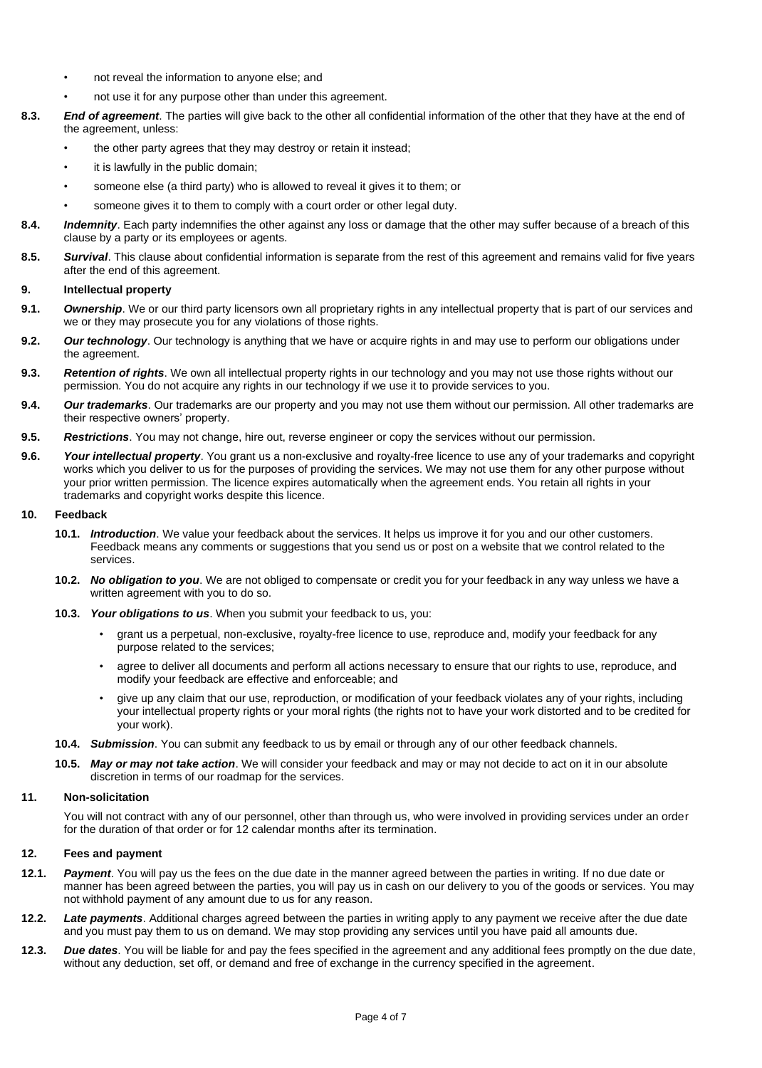- not reveal the information to anyone else; and
- not use it for any purpose other than under this agreement.

**8.3.** ***End of agreement***. The parties will give back to the other all confidential information of the other that they have at the end of the agreement, unless:

- the other party agrees that they may destroy or retain it instead;
- it is lawfully in the public domain;
- someone else (a third party) who is allowed to reveal it gives it to them; or
- someone gives it to them to comply with a court order or other legal duty.

**8.4.** ***Indemnity***. Each party indemnifies the other against any loss or damage that the other may suffer because of a breach of this clause by a party or its employees or agents.

**8.5.** ***Survival***. This clause about confidential information is separate from the rest of this agreement and remains valid for five years after the end of this agreement.

## 9. Intellectual property

**9.1.** ***Ownership***. We or our third party licensors own all proprietary rights in any intellectual property that is part of our services and we or they may prosecute you for any violations of those rights.

**9.2.** ***Our technology***. Our technology is anything that we have or acquire rights in and may use to perform our obligations under the agreement.

**9.3.** ***Retention of rights***. We own all intellectual property rights in our technology and you may not use those rights without our permission. You do not acquire any rights in our technology if we use it to provide services to you.

**9.4.** ***Our trademarks***. Our trademarks are our property and you may not use them without our permission. All other trademarks are their respective owners' property.

**9.5.** ***Restrictions***. You may not change, hire out, reverse engineer or copy the services without our permission.

**9.6.** ***Your intellectual property***. You grant us a non-exclusive and royalty-free licence to use any of your trademarks and copyright works which you deliver to us for the purposes of providing the services. We may not use them for any other purpose without your prior written permission. The licence expires automatically when the agreement ends. You retain all rights in your trademarks and copyright works despite this licence.

## 10. Feedback

**10.1.** ***Introduction***. We value your feedback about the services. It helps us improve it for you and our other customers. Feedback means any comments or suggestions that you send us or post on a website that we control related to the services.

**10.2.** ***No obligation to you***. We are not obliged to compensate or credit you for your feedback in any way unless we have a written agreement with you to do so.

**10.3.** ***Your obligations to us***. When you submit your feedback to us, you:

- grant us a perpetual, non-exclusive, royalty-free licence to use, reproduce and, modify your feedback for any purpose related to the services;
- agree to deliver all documents and perform all actions necessary to ensure that our rights to use, reproduce, and modify your feedback are effective and enforceable; and
- give up any claim that our use, reproduction, or modification of your feedback violates any of your rights, including your intellectual property rights or your moral rights (the rights not to have your work distorted and to be credited for your work).

**10.4.** ***Submission***. You can submit any feedback to us by email or through any of our other feedback channels.

**10.5.** ***May or may not take action***. We will consider your feedback and may or may not decide to act on it in our absolute discretion in terms of our roadmap for the services.

## 11. Non-solicitation

You will not contract with any of our personnel, other than through us, who were involved in providing services under an order for the duration of that order or for 12 calendar months after its termination.

## 12. Fees and payment

**12.1.** ***Payment***. You will pay us the fees on the due date in the manner agreed between the parties in writing. If no due date or manner has been agreed between the parties, you will pay us in cash on our delivery to you of the goods or services. You may not withhold payment of any amount due to us for any reason.

**12.2.** ***Late payments***. Additional charges agreed between the parties in writing apply to any payment we receive after the due date and you must pay them to us on demand. We may stop providing any services until you have paid all amounts due.

**12.3.** ***Due dates***. You will be liable for and pay the fees specified in the agreement and any additional fees promptly on the due date, without any deduction, set off, or demand and free of exchange in the currency specified in the agreement.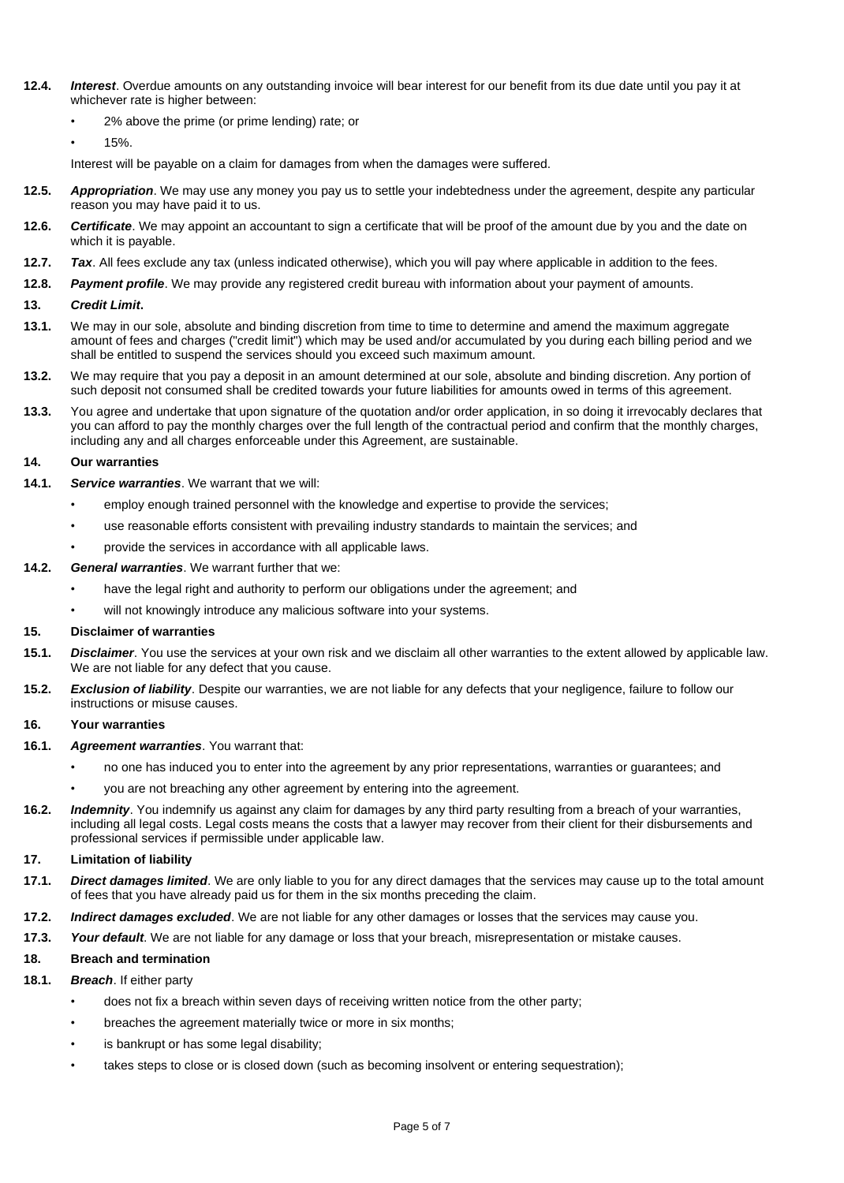**12.4.** ***Interest***. Overdue amounts on any outstanding invoice will bear interest for our benefit from its due date until you pay it at whichever rate is higher between:

- 2% above the prime (or prime lending) rate; or
- 15%.

Interest will be payable on a claim for damages from when the damages were suffered.

**12.5.** ***Appropriation***. We may use any money you pay us to settle your indebtedness under the agreement, despite any particular reason you may have paid it to us.

**12.6.** ***Certificate***. We may appoint an accountant to sign a certificate that will be proof of the amount due by you and the date on which it is payable.

**12.7.** ***Tax***. All fees exclude any tax (unless indicated otherwise), which you will pay where applicable in addition to the fees.

**12.8.** ***Payment profile***. We may provide any registered credit bureau with information about your payment of amounts.

**13.** ***Credit Limit*.**

**13.1.** We may in our sole, absolute and binding discretion from time to time to determine and amend the maximum aggregate amount of fees and charges ("credit limit") which may be used and/or accumulated by you during each billing period and we shall be entitled to suspend the services should you exceed such maximum amount.

**13.2.** We may require that you pay a deposit in an amount determined at our sole, absolute and binding discretion. Any portion of such deposit not consumed shall be credited towards your future liabilities for amounts owed in terms of this agreement.

**13.3.** You agree and undertake that upon signature of the quotation and/or order application, in so doing it irrevocably declares that you can afford to pay the monthly charges over the full length of the contractual period and confirm that the monthly charges, including any and all charges enforceable under this Agreement, are sustainable.

**14. Our warranties**

**14.1.** ***Service warranties***. We warrant that we will:

- employ enough trained personnel with the knowledge and expertise to provide the services;
- use reasonable efforts consistent with prevailing industry standards to maintain the services; and
- provide the services in accordance with all applicable laws.

**14.2.** ***General warranties***. We warrant further that we:

- have the legal right and authority to perform our obligations under the agreement; and
- will not knowingly introduce any malicious software into your systems.

**15. Disclaimer of warranties**

**15.1.** ***Disclaimer***. You use the services at your own risk and we disclaim all other warranties to the extent allowed by applicable law. We are not liable for any defect that you cause.

**15.2.** ***Exclusion of liability***. Despite our warranties, we are not liable for any defects that your negligence, failure to follow our instructions or misuse causes.

**16. Your warranties**

**16.1.** ***Agreement warranties***. You warrant that:

- no one has induced you to enter into the agreement by any prior representations, warranties or guarantees; and
- you are not breaching any other agreement by entering into the agreement.

**16.2.** ***Indemnity***. You indemnify us against any claim for damages by any third party resulting from a breach of your warranties, including all legal costs. Legal costs means the costs that a lawyer may recover from their client for their disbursements and professional services if permissible under applicable law.

**17. Limitation of liability**

**17.1.** ***Direct damages limited***. We are only liable to you for any direct damages that the services may cause up to the total amount of fees that you have already paid us for them in the six months preceding the claim.

**17.2.** ***Indirect damages excluded***. We are not liable for any other damages or losses that the services may cause you.

**17.3.** ***Your default***. We are not liable for any damage or loss that your breach, misrepresentation or mistake causes.

**18. Breach and termination**

**18.1.** ***Breach***. If either party

- does not fix a breach within seven days of receiving written notice from the other party;
- breaches the agreement materially twice or more in six months;
- is bankrupt or has some legal disability;
- takes steps to close or is closed down (such as becoming insolvent or entering sequestration);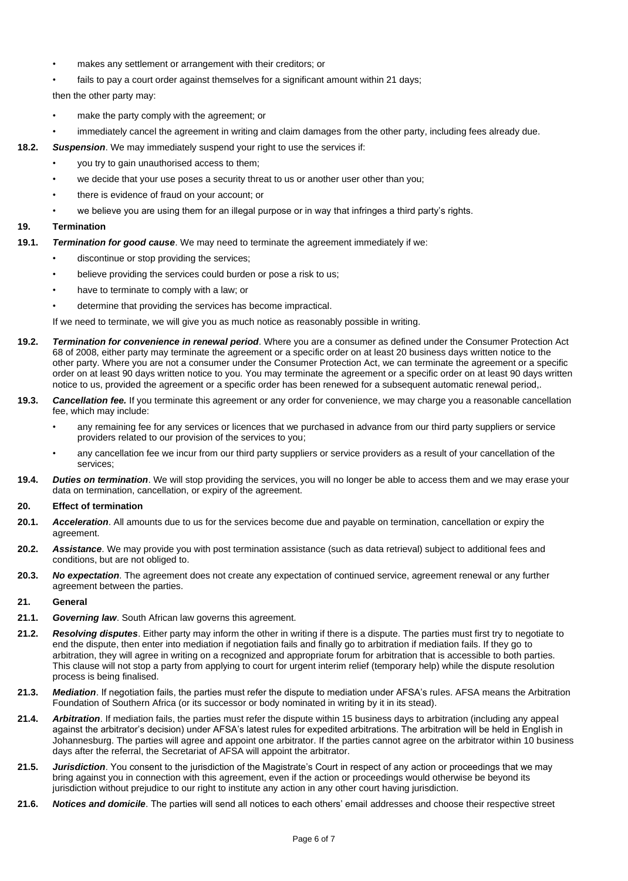- makes any settlement or arrangement with their creditors; or
- fails to pay a court order against themselves for a significant amount within 21 days;

then the other party may:

- make the party comply with the agreement; or
- immediately cancel the agreement in writing and claim damages from the other party, including fees already due.

**18.2.** ***Suspension***. We may immediately suspend your right to use the services if:

- you try to gain unauthorised access to them;
- we decide that your use poses a security threat to us or another user other than you;
- there is evidence of fraud on your account; or
- we believe you are using them for an illegal purpose or in way that infringes a third party's rights.

## 19. Termination

**19.1.** ***Termination for good cause***. We may need to terminate the agreement immediately if we:

- discontinue or stop providing the services;
- believe providing the services could burden or pose a risk to us;
- have to terminate to comply with a law; or
- determine that providing the services has become impractical.

If we need to terminate, we will give you as much notice as reasonably possible in writing.

**19.2.** ***Termination for convenience in renewal period***. Where you are a consumer as defined under the Consumer Protection Act 68 of 2008, either party may terminate the agreement or a specific order on at least 20 business days written notice to the other party. Where you are not a consumer under the Consumer Protection Act, we can terminate the agreement or a specific order on at least 90 days written notice to you. You may terminate the agreement or a specific order on at least 90 days written notice to us, provided the agreement or a specific order has been renewed for a subsequent automatic renewal period,.

**19.3.** ***Cancellation fee.*** If you terminate this agreement or any order for convenience, we may charge you a reasonable cancellation fee, which may include:

- any remaining fee for any services or licences that we purchased in advance from our third party suppliers or service providers related to our provision of the services to you;
- any cancellation fee we incur from our third party suppliers or service providers as a result of your cancellation of the services;

**19.4.** ***Duties on termination***. We will stop providing the services, you will no longer be able to access them and we may erase your data on termination, cancellation, or expiry of the agreement.

## 20. Effect of termination

**20.1.** ***Acceleration***. All amounts due to us for the services become due and payable on termination, cancellation or expiry the agreement.

**20.2.** ***Assistance***. We may provide you with post termination assistance (such as data retrieval) subject to additional fees and conditions, but are not obliged to.

**20.3.** ***No expectation***. The agreement does not create any expectation of continued service, agreement renewal or any further agreement between the parties.

## 21. General

**21.1.** ***Governing law***. South African law governs this agreement.

**21.2.** ***Resolving disputes***. Either party may inform the other in writing if there is a dispute. The parties must first try to negotiate to end the dispute, then enter into mediation if negotiation fails and finally go to arbitration if mediation fails. If they go to arbitration, they will agree in writing on a recognized and appropriate forum for arbitration that is accessible to both parties. This clause will not stop a party from applying to court for urgent interim relief (temporary help) while the dispute resolution process is being finalised.

**21.3.** ***Mediation***. If negotiation fails, the parties must refer the dispute to mediation under AFSA's rules. AFSA means the Arbitration Foundation of Southern Africa (or its successor or body nominated in writing by it in its stead).

**21.4.** ***Arbitration***. If mediation fails, the parties must refer the dispute within 15 business days to arbitration (including any appeal against the arbitrator's decision) under AFSA's latest rules for expedited arbitrations. The arbitration will be held in English in Johannesburg. The parties will agree and appoint one arbitrator. If the parties cannot agree on the arbitrator within 10 business days after the referral, the Secretariat of AFSA will appoint the arbitrator.

**21.5.** ***Jurisdiction***. You consent to the jurisdiction of the Magistrate's Court in respect of any action or proceedings that we may bring against you in connection with this agreement, even if the action or proceedings would otherwise be beyond its jurisdiction without prejudice to our right to institute any action in any other court having jurisdiction.

**21.6.** ***Notices and domicile***. The parties will send all notices to each others' email addresses and choose their respective street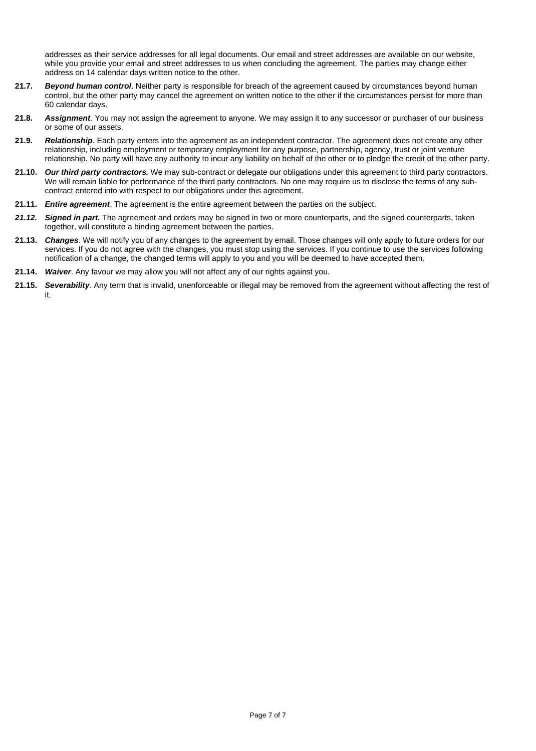addresses as their service addresses for all legal documents. Our email and street addresses are available on our website, while you provide your email and street addresses to us when concluding the agreement. The parties may change either address on 14 calendar days written notice to the other.

**21.7.** ***Beyond human control***. Neither party is responsible for breach of the agreement caused by circumstances beyond human control, but the other party may cancel the agreement on written notice to the other if the circumstances persist for more than 60 calendar days.

**21.8.** ***Assignment***. You may not assign the agreement to anyone. We may assign it to any successor or purchaser of our business or some of our assets.

**21.9.** ***Relationship***. Each party enters into the agreement as an independent contractor. The agreement does not create any other relationship, including employment or temporary employment for any purpose, partnership, agency, trust or joint venture relationship. No party will have any authority to incur any liability on behalf of the other or to pledge the credit of the other party.

**21.10.** ***Our third party contractors.*** We may sub-contract or delegate our obligations under this agreement to third party contractors. We will remain liable for performance of the third party contractors. No one may require us to disclose the terms of any sub-contract entered into with respect to our obligations under this agreement.

**21.11.** ***Entire agreement***. The agreement is the entire agreement between the parties on the subject.

***21.12.*** ***Signed in part.*** The agreement and orders may be signed in two or more counterparts, and the signed counterparts, taken together, will constitute a binding agreement between the parties.

**21.13.** ***Changes***. We will notify you of any changes to the agreement by email. Those changes will only apply to future orders for our services. If you do not agree with the changes, you must stop using the services. If you continue to use the services following notification of a change, the changed terms will apply to you and you will be deemed to have accepted them.

**21.14.** ***Waiver***. Any favour we may allow you will not affect any of our rights against you.

**21.15.** ***Severability***. Any term that is invalid, unenforceable or illegal may be removed from the agreement without affecting the rest of it.